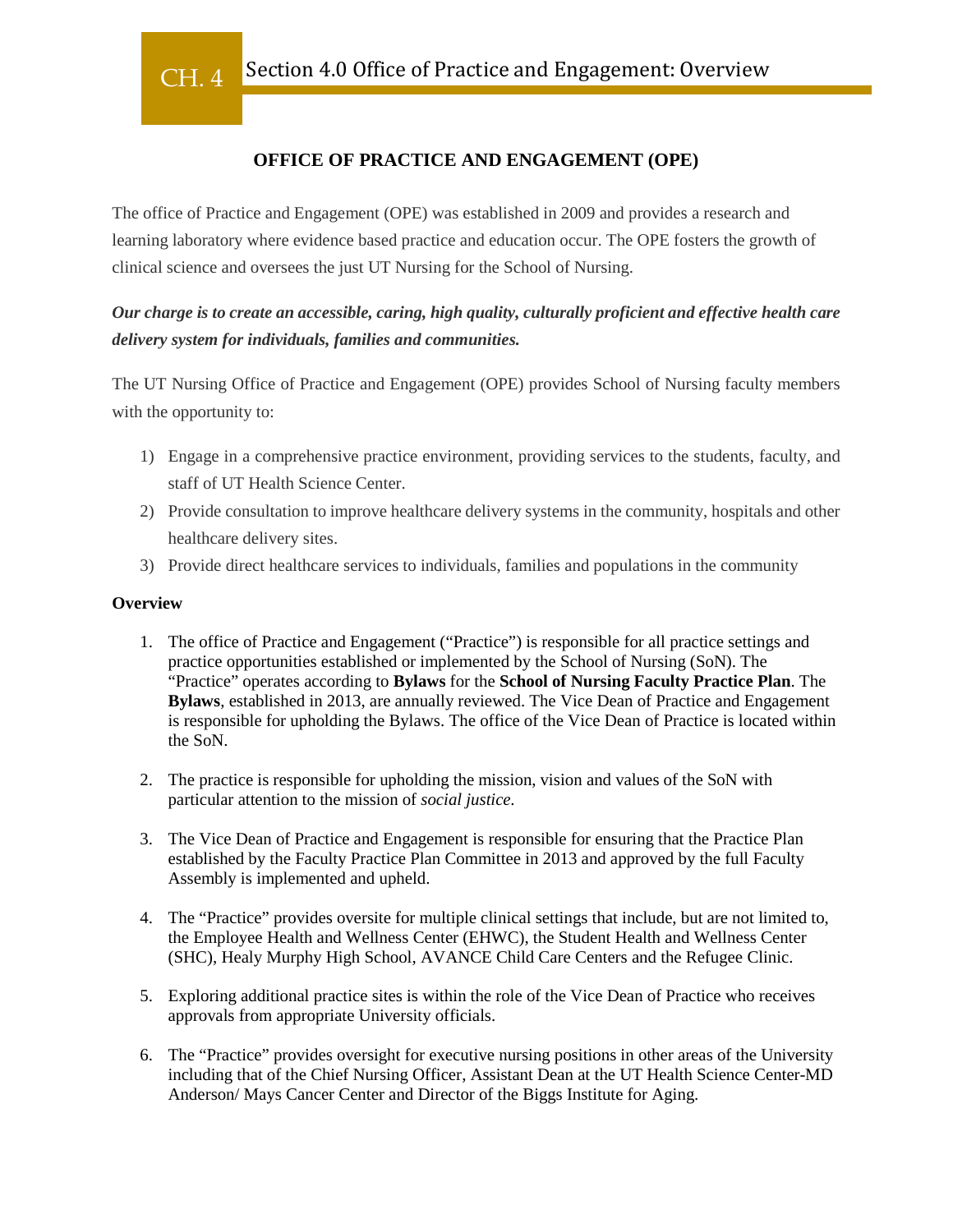# CH. 4 Section 4.0 Office of Practice and Engagement: Overview

## OFFICE OF PRACTICE AND ENGAGEMENT (OPE)

The office of Practice and Engagement (OPE) was established in 2009 and provides a research and learning laboratory where evidence based practice and education occur. The OPE fosters the growth of clinical science and oversees the just UT Nursing for the School of Nursing.

***Our charge is to create an accessible, caring, high quality, culturally proficient and effective health care delivery system for individuals, families and communities.***

The UT Nursing Office of Practice and Engagement (OPE) provides School of Nursing faculty members with the opportunity to:

1) Engage in a comprehensive practice environment, providing services to the students, faculty, and staff of UT Health Science Center.
2) Provide consultation to improve healthcare delivery systems in the community, hospitals and other healthcare delivery sites.
3) Provide direct healthcare services to individuals, families and populations in the community

**Overview**

1. The office of Practice and Engagement ("Practice") is responsible for all practice settings and practice opportunities established or implemented by the School of Nursing (SoN). The "Practice" operates according to **Bylaws** for the **School of Nursing Faculty Practice Plan**. The **Bylaws**, established in 2013, are annually reviewed. The Vice Dean of Practice and Engagement is responsible for upholding the Bylaws. The office of the Vice Dean of Practice is located within the SoN.

2. The practice is responsible for upholding the mission, vision and values of the SoN with particular attention to the mission of *social justice*.

3. The Vice Dean of Practice and Engagement is responsible for ensuring that the Practice Plan established by the Faculty Practice Plan Committee in 2013 and approved by the full Faculty Assembly is implemented and upheld.

4. The "Practice" provides oversite for multiple clinical settings that include, but are not limited to, the Employee Health and Wellness Center (EHWC), the Student Health and Wellness Center (SHC), Healy Murphy High School, AVANCE Child Care Centers and the Refugee Clinic.

5. Exploring additional practice sites is within the role of the Vice Dean of Practice who receives approvals from appropriate University officials.

6. The "Practice" provides oversight for executive nursing positions in other areas of the University including that of the Chief Nursing Officer, Assistant Dean at the UT Health Science Center-MD Anderson/ Mays Cancer Center and Director of the Biggs Institute for Aging.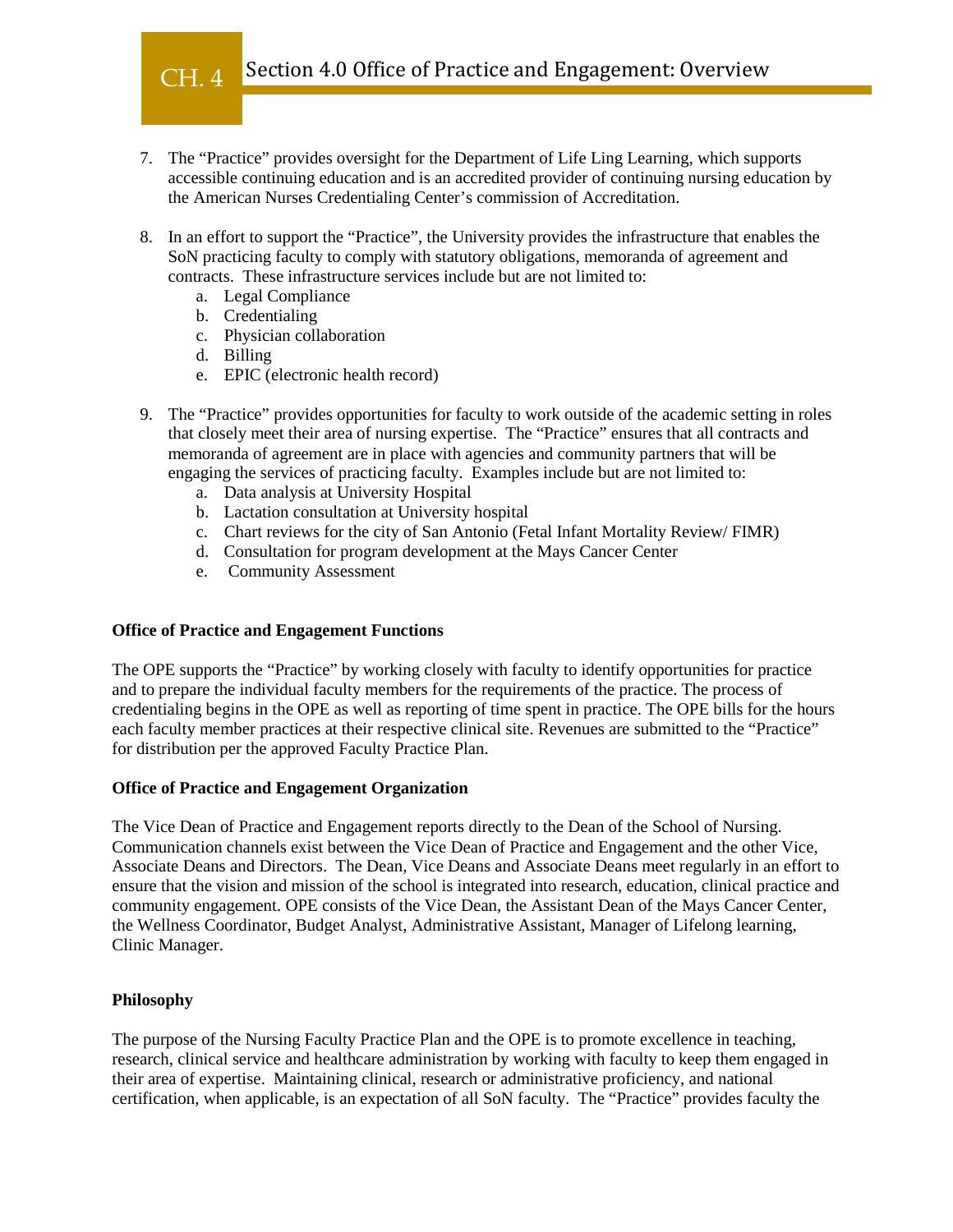7. The "Practice" provides oversight for the Department of Life Ling Learning, which supports accessible continuing education and is an accredited provider of continuing nursing education by the American Nurses Credentialing Center's commission of Accreditation.

8. In an effort to support the "Practice", the University provides the infrastructure that enables the SoN practicing faculty to comply with statutory obligations, memoranda of agreement and contracts. These infrastructure services include but are not limited to:
   a. Legal Compliance
   b. Credentialing
   c. Physician collaboration
   d. Billing
   e. EPIC (electronic health record)

9. The "Practice" provides opportunities for faculty to work outside of the academic setting in roles that closely meet their area of nursing expertise. The "Practice" ensures that all contracts and memoranda of agreement are in place with agencies and community partners that will be engaging the services of practicing faculty. Examples include but are not limited to:
   a. Data analysis at University Hospital
   b. Lactation consultation at University hospital
   c. Chart reviews for the city of San Antonio (Fetal Infant Mortality Review/ FIMR)
   d. Consultation for program development at the Mays Cancer Center
   e. Community Assessment

**Office of Practice and Engagement Functions**

The OPE supports the "Practice" by working closely with faculty to identify opportunities for practice and to prepare the individual faculty members for the requirements of the practice. The process of credentialing begins in the OPE as well as reporting of time spent in practice. The OPE bills for the hours each faculty member practices at their respective clinical site. Revenues are submitted to the "Practice" for distribution per the approved Faculty Practice Plan.

**Office of Practice and Engagement Organization**

The Vice Dean of Practice and Engagement reports directly to the Dean of the School of Nursing. Communication channels exist between the Vice Dean of Practice and Engagement and the other Vice, Associate Deans and Directors. The Dean, Vice Deans and Associate Deans meet regularly in an effort to ensure that the vision and mission of the school is integrated into research, education, clinical practice and community engagement. OPE consists of the Vice Dean, the Assistant Dean of the Mays Cancer Center, the Wellness Coordinator, Budget Analyst, Administrative Assistant, Manager of Lifelong learning, Clinic Manager.

**Philosophy**

The purpose of the Nursing Faculty Practice Plan and the OPE is to promote excellence in teaching, research, clinical service and healthcare administration by working with faculty to keep them engaged in their area of expertise. Maintaining clinical, research or administrative proficiency, and national certification, when applicable, is an expectation of all SoN faculty. The "Practice" provides faculty the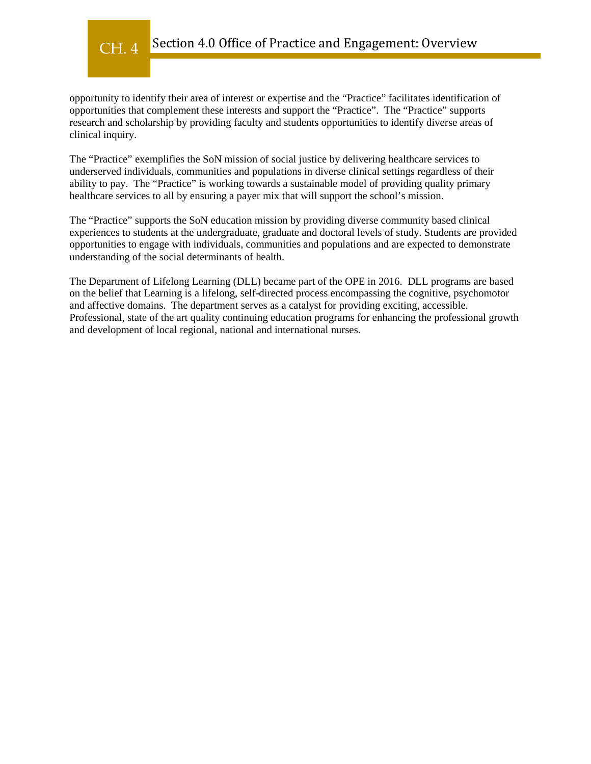opportunity to identify their area of interest or expertise and the "Practice" facilitates identification of opportunities that complement these interests and support the "Practice". The "Practice" supports research and scholarship by providing faculty and students opportunities to identify diverse areas of clinical inquiry.

The "Practice" exemplifies the SoN mission of social justice by delivering healthcare services to underserved individuals, communities and populations in diverse clinical settings regardless of their ability to pay. The "Practice" is working towards a sustainable model of providing quality primary healthcare services to all by ensuring a payer mix that will support the school's mission.

The "Practice" supports the SoN education mission by providing diverse community based clinical experiences to students at the undergraduate, graduate and doctoral levels of study. Students are provided opportunities to engage with individuals, communities and populations and are expected to demonstrate understanding of the social determinants of health.

The Department of Lifelong Learning (DLL) became part of the OPE in 2016. DLL programs are based on the belief that Learning is a lifelong, self-directed process encompassing the cognitive, psychomotor and affective domains. The department serves as a catalyst for providing exciting, accessible. Professional, state of the art quality continuing education programs for enhancing the professional growth and development of local regional, national and international nurses.